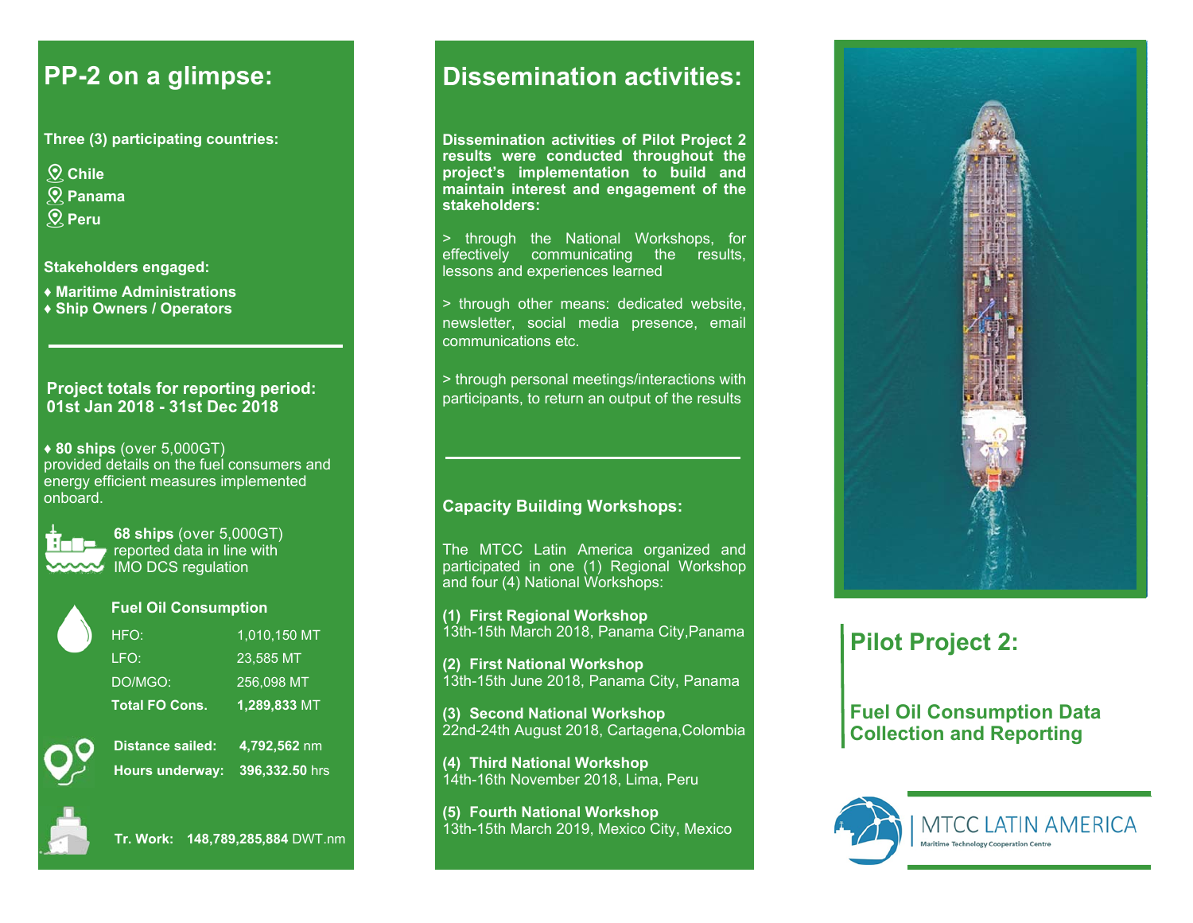## PP-2 on a glimpse:

**Three (3) participating countries:**

- **Chile**
- **Panama**
- **Peru**

**Stakeholders engaged:**

♦ **Maritime Administrations**
♦ **Ship Owners / Operators**

**Project totals for reporting period:**
**01st Jan 2018 - 31st Dec 2018**

♦ **80 ships** (over 5,000GT) provided details on the fuel consumers and energy efficient measures implemented onboard.

**68 ships** (over 5,000GT) reported data in line with IMO DCS regulation

**Fuel Oil Consumption**

| | |
|---|---|
| HFO: | 1,010,150 MT |
| LFO: | 23,585 MT |
| DO/MGO: | 256,098 MT |
| **Total FO Cons.** | **1,289,833** MT |

**Distance sailed:** **4,792,562** nm

**Hours underway:** **396,332.50** hrs

**Tr. Work:** **148,789,285,884** DWT.nm

## Dissemination activities:

**Dissemination activities of Pilot Project 2 results were conducted throughout the project's implementation to build and maintain interest and engagement of the stakeholders:**

> through the National Workshops, for effectively communicating the results, lessons and experiences learned

> through other means: dedicated website, newsletter, social media presence, email communications etc.

> through personal meetings/interactions with participants, to return an output of the results

**Capacity Building Workshops:**

The MTCC Latin America organized and participated in one (1) Regional Workshop and four (4) National Workshops:

**(1) First Regional Workshop**
13th-15th March 2018, Panama City,Panama

**(2) First National Workshop**
13th-15th June 2018, Panama City, Panama

**(3) Second National Workshop**
22nd-24th August 2018, Cartagena,Colombia

**(4) Third National Workshop**
14th-16th November 2018, Lima, Peru

**(5) Fourth National Workshop**
13th-15th March 2019, Mexico City, Mexico

# Pilot Project 2:

## Fuel Oil Consumption Data Collection and Reporting

MTCC LATIN AMERICA
Maritime Technology Cooperation Centre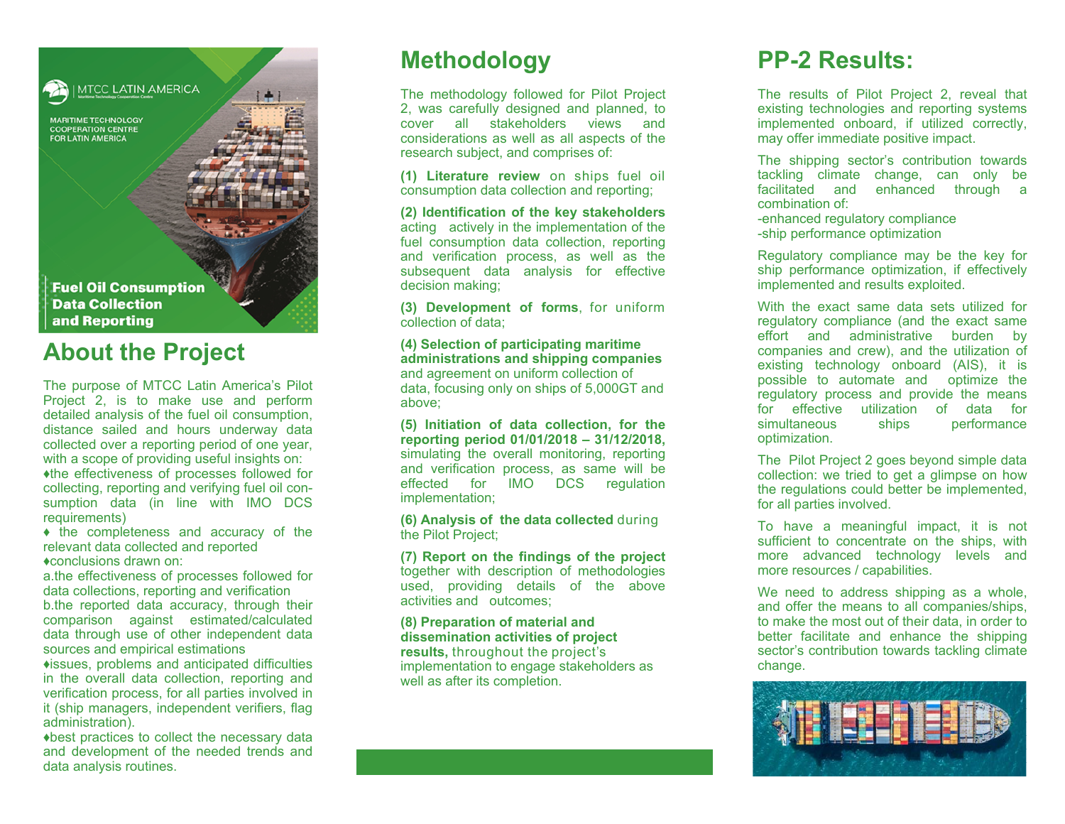MTCC LATIN AMERICA

MARITIME TECHNOLOGY COOPERATION CENTRE FOR LATIN AMERICA

**Fuel Oil Consumption Data Collection and Reporting**

## About the Project

The purpose of MTCC Latin America's Pilot Project 2, is to make use and perform detailed analysis of the fuel oil consumption, distance sailed and hours underway data collected over a reporting period of one year, with a scope of providing useful insights on:

♦the effectiveness of processes followed for collecting, reporting and verifying fuel oil consumption data (in line with IMO DCS requirements)

♦ the completeness and accuracy of the relevant data collected and reported

♦conclusions drawn on:

a.the effectiveness of processes followed for data collections, reporting and verification

b.the reported data accuracy, through their comparison against estimated/calculated data through use of other independent data sources and empirical estimations

♦issues, problems and anticipated difficulties in the overall data collection, reporting and verification process, for all parties involved in it (ship managers, independent verifiers, flag administration).

♦best practices to collect the necessary data and development of the needed trends and data analysis routines.

## Methodology

The methodology followed for Pilot Project 2, was carefully designed and planned, to cover all stakeholders views and considerations as well as all aspects of the research subject, and comprises of:

**(1) Literature review** on ships fuel oil consumption data collection and reporting;

**(2) Identification of the key stakeholders** acting actively in the implementation of the fuel consumption data collection, reporting and verification process, as well as the subsequent data analysis for effective decision making;

**(3) Development of forms**, for uniform collection of data;

**(4) Selection of participating maritime administrations and shipping companies** and agreement on uniform collection of data, focusing only on ships of 5,000GT and above;

**(5) Initiation of data collection, for the reporting period 01/01/2018 – 31/12/2018,** simulating the overall monitoring, reporting and verification process, as same will be effected for IMO DCS regulation implementation;

**(6) Analysis of the data collected** during the Pilot Project;

**(7) Report on the findings of the project** together with description of methodologies used, providing details of the above activities and outcomes;

**(8) Preparation of material and dissemination activities of project results,** throughout the project's implementation to engage stakeholders as well as after its completion.

## PP-2 Results:

The results of Pilot Project 2, reveal that existing technologies and reporting systems implemented onboard, if utilized correctly, may offer immediate positive impact.

The shipping sector's contribution towards tackling climate change, can only be facilitated and enhanced through a combination of:

-enhanced regulatory compliance

-ship performance optimization

Regulatory compliance may be the key for ship performance optimization, if effectively implemented and results exploited.

With the exact same data sets utilized for regulatory compliance (and the exact same effort and administrative burden by companies and crew), and the utilization of existing technology onboard (AIS), it is possible to automate and optimize the regulatory process and provide the means for effective utilization of data for simultaneous ships performance optimization.

The Pilot Project 2 goes beyond simple data collection: we tried to get a glimpse on how the regulations could better be implemented, for all parties involved.

To have a meaningful impact, it is not sufficient to concentrate on the ships, with more advanced technology levels and more resources / capabilities.

We need to address shipping as a whole, and offer the means to all companies/ships, to make the most out of their data, in order to better facilitate and enhance the shipping sector's contribution towards tackling climate change.